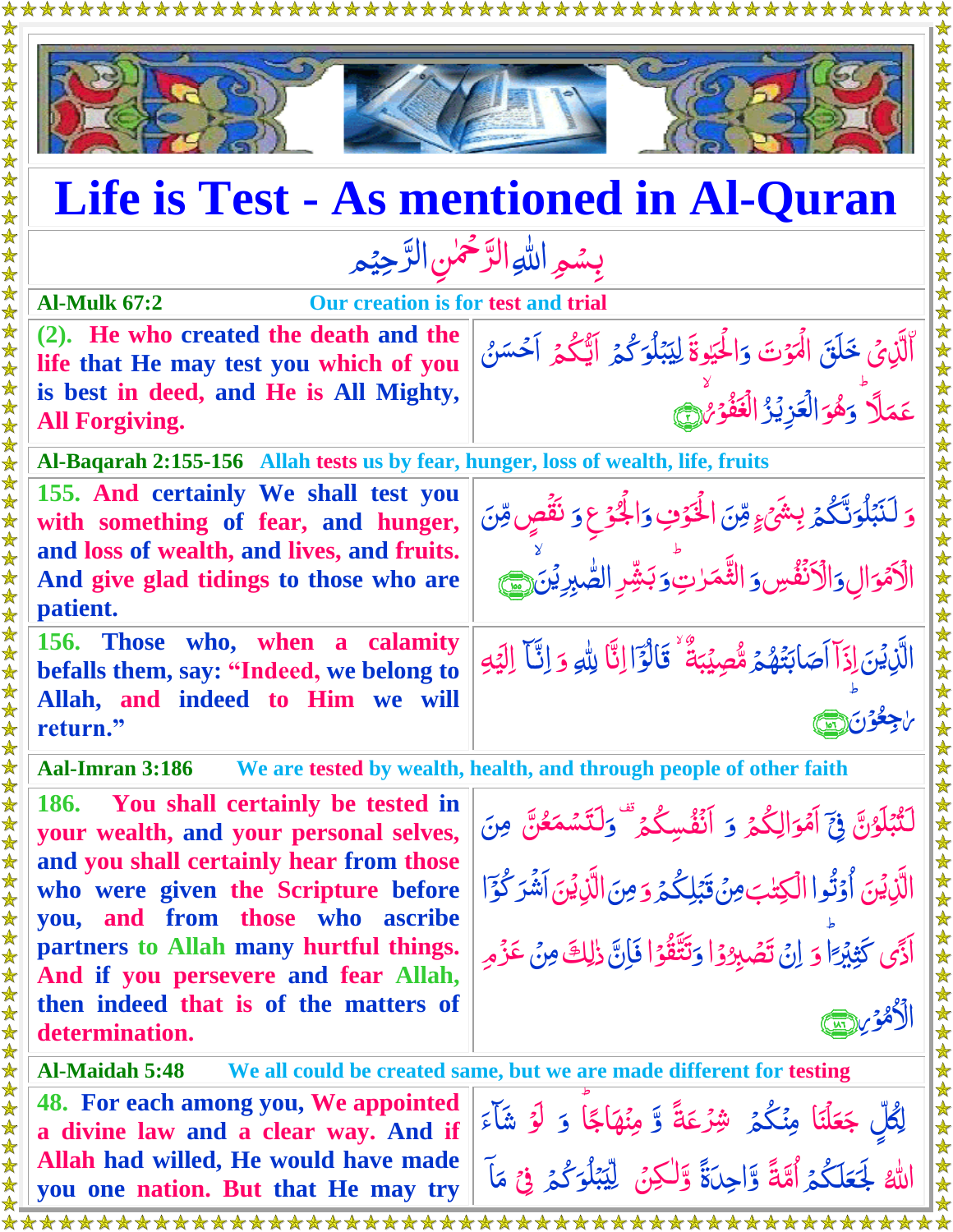# Life is Test - As mentioned in Al-Quran

بِسۡمِ اللّٰہِ الرَّحۡمٰنِ الرَّحِیۡمِ

| Al-Mulk 67:2 | Our creation is for test and trial |
|---|---|
| (2). He who created the death and the life that He may test you which of you is best in deed, and He is All Mighty, All Forgiving. | الَّذِیۡ خَلَقَ الۡمَوۡتَ وَ الۡحَیٰوۃَ لِیَبۡلُوَکُمۡ اَیُّکُمۡ اَحۡسَنُ عَمَلًا ؕ وَ ہُوَ الۡعَزِیۡزُ الۡغَفُوۡرُ ۙ﴿۲﴾ |
| **Al-Baqarah 2:155-156** | **Allah tests us by fear, hunger, loss of wealth, life, fruits** |
| 155. And certainly We shall test you with something of fear, and hunger, and loss of wealth, and lives, and fruits. And give glad tidings to those who are patient. | وَ لَنَبۡلُوَنَّکُمۡ بِشَیۡءٍ مِّنَ الۡخَوۡفِ وَ الۡجُوۡعِ وَ نَقۡصٍ مِّنَ الۡاَمۡوَالِ وَ الۡاَنۡفُسِ وَ الثَّمَرٰتِ ؕ وَ بَشِّرِ الصّٰبِرِیۡنَ ﴿۱۵۵﴾ۙ |
| 156. Those who, when a calamity befalls them, say: "Indeed, we belong to Allah, and indeed to Him we will return." | الَّذِیۡنَ اِذَاۤ اَصَابَتۡہُمۡ مُّصِیۡبَۃٌ ۙ قَالُوۡۤا اِنَّا لِلّٰہِ وَ اِنَّاۤ اِلَیۡہِ رٰجِعُوۡنَ ﴿۱۵۶﴾ؕ |
| **Aal-Imran 3:186** | **We are tested by wealth, health, and through people of other faith** |
| 186. You shall certainly be tested in your wealth, and your personal selves, and you shall certainly hear from those who were given the Scripture before you, and from those who ascribe partners to Allah many hurtful things. And if you persevere and fear Allah, then indeed that is of the matters of determination. | لَتُبۡلَوُنَّ فِیۡۤ اَمۡوَالِکُمۡ وَ اَنۡفُسِکُمۡ ۟ وَ لَتَسۡمَعُنَّ مِنَ الَّذِیۡنَ اُوۡتُوا الۡکِتٰبَ مِنۡ قَبۡلِکُمۡ وَ مِنَ الَّذِیۡنَ اَشۡرَکُوۡۤا اَذًی کَثِیۡرًا ؕ وَ اِنۡ تَصۡبِرُوۡا وَ تَتَّقُوۡا فَاِنَّ ذٰلِکَ مِنۡ عَزۡمِ الۡاُمُوۡرِ ﴿۱۸۶﴾ |
| **Al-Maidah 5:48** | **We all could be created same, but we are made different for testing** |
| 48. For each among you, We appointed a divine law and a clear way. And if Allah had willed, He would have made you one nation. But that He may try | لِکُلٍّ جَعَلۡنَا مِنۡکُمۡ شِرۡعَۃً وَّ مِنۡہَاجًا ؕ وَ لَوۡ شَآءَ اللّٰہُ لَجَعَلَکُمۡ اُمَّۃً وَّاحِدَۃً وَّ لٰکِنۡ لِّیَبۡلُوَکُمۡ فِیۡ مَاۤ |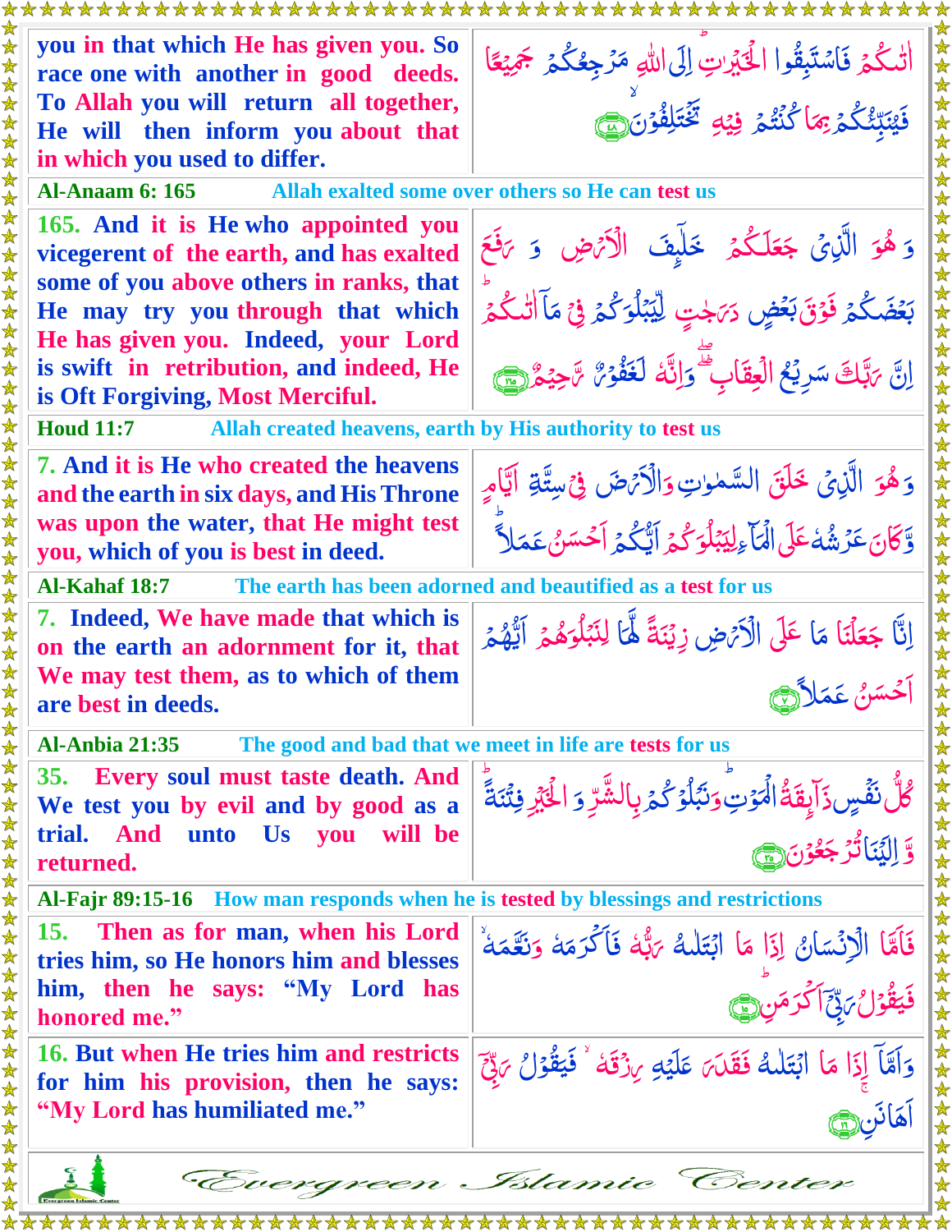| | |
|---|---|
| you in that which He has given you. So race one with another in good deeds. To Allah you will return all together, He will then inform you about that in which you used to differ. | اٰتٰىكُمْ فَاسْتَبِقُوا الْخَيْرٰتِ ۭ اِلَى اللّٰهِ مَرْجِعُكُمْ جَمِيْعًا فَيُنَبِّئُكُمْ بِمَا كُنْتُمْ فِيْهِ تَخْتَلِفُوْنَ ۝٤٨ |

**Al-Anaam 6: 165** Allah exalted some over others so He can test us

| | |
|---|---|
| 165. And it is He who appointed you vicegerent of the earth, and has exalted some of you above others in ranks, that He may try you through that which He has given you. Indeed, your Lord is swift in retribution, and indeed, He is Oft Forgiving, Most Merciful. | وَهُوَ الَّذِيْ جَعَلَكُمْ خَلٰۗىِٕفَ الْاَرْضِ وَرَفَعَ بَعْضَكُمْ فَوْقَ بَعْضٍ دَرَجٰتٍ لِّيَبْلُوَكُمْ فِيْ مَآ اٰتٰىكُمْ ۭ اِنَّ رَبَّكَ سَرِيْعُ الْعِقَابِ ڮ وَاِنَّهٗ لَغَفُوْرٌ رَّحِيْمٌ ۝١٦٥ |

**Houd 11:7** Allah created heavens, earth by His authority to test us

| | |
|---|---|
| 7. And it is He who created the heavens and the earth in six days, and His Throne was upon the water, that He might test you, which of you is best in deed. | وَهُوَ الَّذِيْ خَلَقَ السَّمٰوٰتِ وَالْاَرْضَ فِيْ سِتَّةِ اَيَّامٍ وَّكَانَ عَرْشُهٗ عَلَي الْمَاۗءِ لِيَبْلُوَكُمْ اَيُّكُمْ اَحْسَنُ عَمَلًا ۭ |

**Al-Kahaf 18:7** The earth has been adorned and beautified as a test for us

| | |
|---|---|
| 7. Indeed, We have made that which is on the earth an adornment for it, that We may test them, as to which of them are best in deeds. | اِنَّا جَعَلْنَا مَا عَلَي الْاَرْضِ زِيْنَةً لَّهَا لِنَبْلُوَهُمْ اَيُّهُمْ اَحْسَنُ عَمَلًا ۝٧ |

**Al-Anbia 21:35** The good and bad that we meet in life are tests for us

| | |
|---|---|
| 35. Every soul must taste death. And We test you by evil and by good as a trial. And unto Us you will be returned. | كُلُّ نَفْسٍ ذَاۗىِٕقَةُ الْمَوْتِ ۭ وَنَبْلُوْكُمْ بِالشَّرِّ وَالْخَيْرِ فِتْنَةً ۭ وَاِلَيْنَا تُرْجَعُوْنَ ۝٣٥ |

**Al-Fajr 89:15-16** How man responds when he is tested by blessings and restrictions

| | |
|---|---|
| 15. Then as for man, when his Lord tries him, so He honors him and blesses him, then he says: "My Lord has honored me." | فَاَمَّا الْاِنْسَانُ اِذَا مَا ابْتَلٰىهُ رَبُّهٗ فَاَكْرَمَهٗ وَنَعَّمَهٗ ڏ فَيَقُوْلُ رَبِّيْٓ اَكْرَمَنِ ۝١٥ |
| 16. But when He tries him and restricts for him his provision, then he says: "My Lord has humiliated me." | وَاَمَّآ اِذَا مَا ابْتَلٰىهُ فَقَدَرَ عَلَيْهِ رِزْقَهٗ ڏ فَيَقُوْلُ رَبِّيْٓ اَهَانَنِ ۝١٦ |

Evergreen Islamic Center